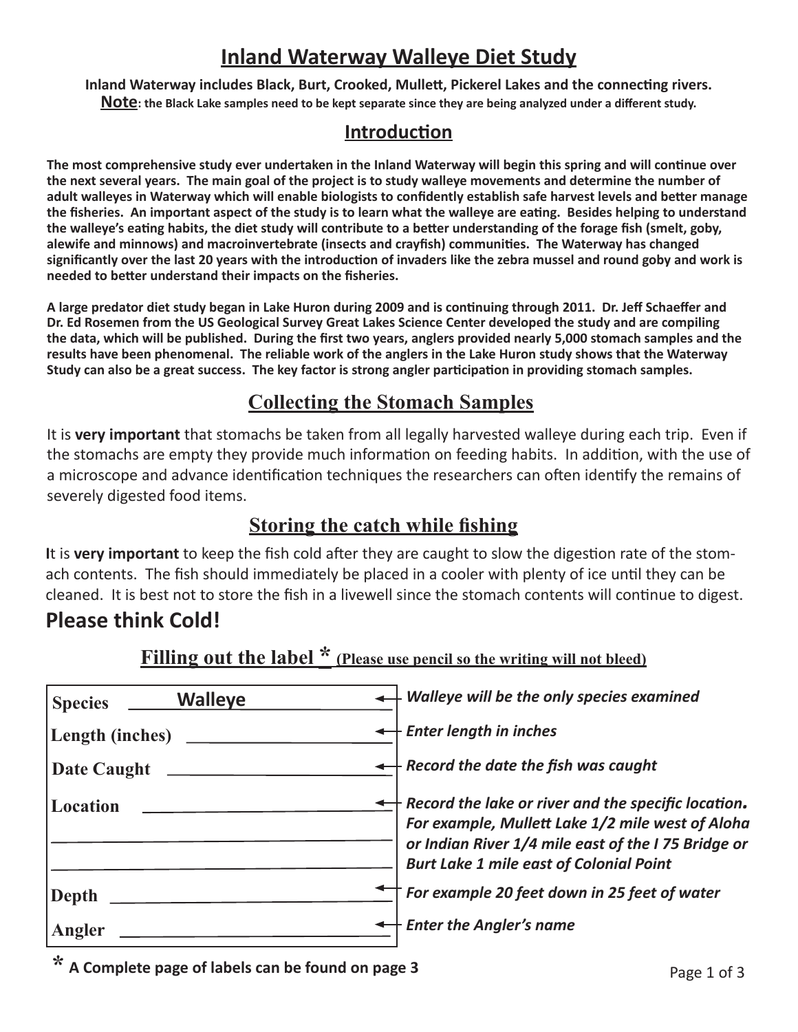# Inland Waterway Walleye Diet Study

**Inland Waterway includes Black, Burt, Crooked, Mullett, Pickerel Lakes and the connecting rivers.**
**Note: the Black Lake samples need to be kept separate since they are being analyzed under a different study.**

## Introduction

**The most comprehensive study ever undertaken in the Inland Waterway will begin this spring and will continue over the next several years. The main goal of the project is to study walleye movements and determine the number of adult walleyes in Waterway which will enable biologists to confidently establish safe harvest levels and better manage the fisheries. An important aspect of the study is to learn what the walleye are eating. Besides helping to understand the walleye's eating habits, the diet study will contribute to a better understanding of the forage fish (smelt, goby, alewife and minnows) and macroinvertebrate (insects and crayfish) communities. The Waterway has changed significantly over the last 20 years with the introduction of invaders like the zebra mussel and round goby and work is needed to better understand their impacts on the fisheries.**

**A large predator diet study began in Lake Huron during 2009 and is continuing through 2011. Dr. Jeff Schaeffer and Dr. Ed Rosemen from the US Geological Survey Great Lakes Science Center developed the study and are compiling the data, which will be published. During the first two years, anglers provided nearly 5,000 stomach samples and the results have been phenomenal. The reliable work of the anglers in the Lake Huron study shows that the Waterway Study can also be a great success. The key factor is strong angler participation in providing stomach samples.**

## Collecting the Stomach Samples

It is **very important** that stomachs be taken from all legally harvested walleye during each trip. Even if the stomachs are empty they provide much information on feeding habits. In addition, with the use of a microscope and advance identification techniques the researchers can often identify the remains of severely digested food items.

## Storing the catch while fishing

It is **very important** to keep the fish cold after they are caught to slow the digestion rate of the stomach contents. The fish should immediately be placed in a cooler with plenty of ice until they can be cleaned. It is best not to store the fish in a livewell since the stomach contents will continue to digest.

## Please think Cold!

## Filling out the label * (Please use pencil so the writing will not bleed)

| Label field | Instructions |
|---|---|
| Species ____Walleye____ | *Walleye will be the only species examined* |
| Length (inches) ____________ | *Enter length in inches* |
| Date Caught ____________ | *Record the date the fish was caught* |
| Location ____________ | *Record the lake or river and the specific location. For example, Mullett Lake 1/2 mile west of Aloha or Indian River 1/4 mile east of the I 75 Bridge or Burt Lake 1 mile east of Colonial Point* |
| Depth ____________ | *For example 20 feet down in 25 feet of water* |
| Angler ____________ | *Enter the Angler's name* |

**\* A Complete page of labels can be found on page 3**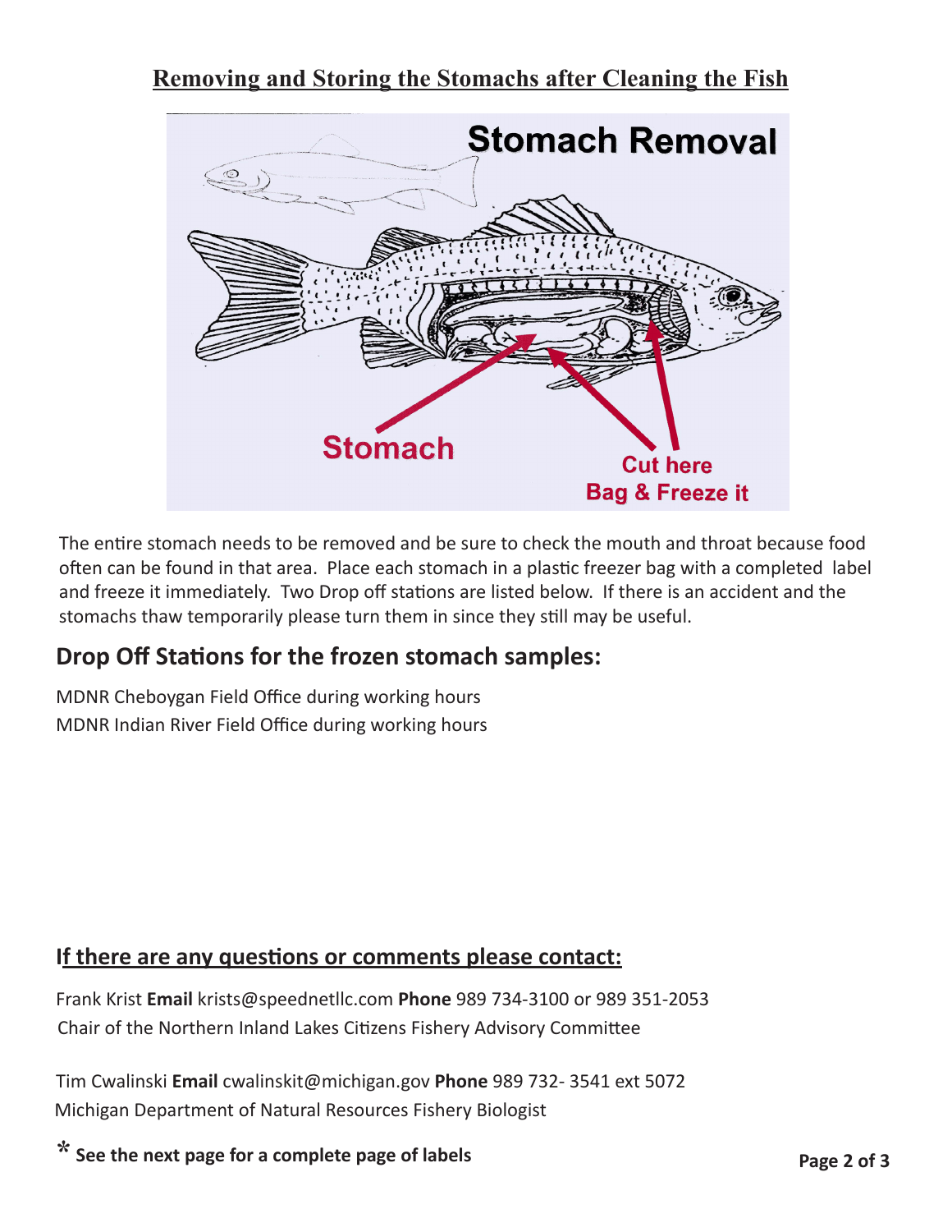# Removing and Storing the Stomachs after Cleaning the Fish

Stomach Removal

Stomach

Cut here
Bag & Freeze it

The entire stomach needs to be removed and be sure to check the mouth and throat because food often can be found in that area. Place each stomach in a plastic freezer bag with a completed label and freeze it immediately. Two Drop off stations are listed below. If there is an accident and the stomachs thaw temporarily please turn them in since they still may be useful.

## Drop Off Stations for the frozen stomach samples:

MDNR Cheboygan Field Office during working hours
MDNR Indian River Field Office during working hours

## If there are any questions or comments please contact:

Frank Krist **Email** krists@speednetllc.com **Phone** 989 734-3100 or 989 351-2053
Chair of the Northern Inland Lakes Citizens Fishery Advisory Committee

Tim Cwalinski **Email** cwalinskit@michigan.gov **Phone** 989 732- 3541 ext 5072
Michigan Department of Natural Resources Fishery Biologist

**\* See the next page for a complete page of labels**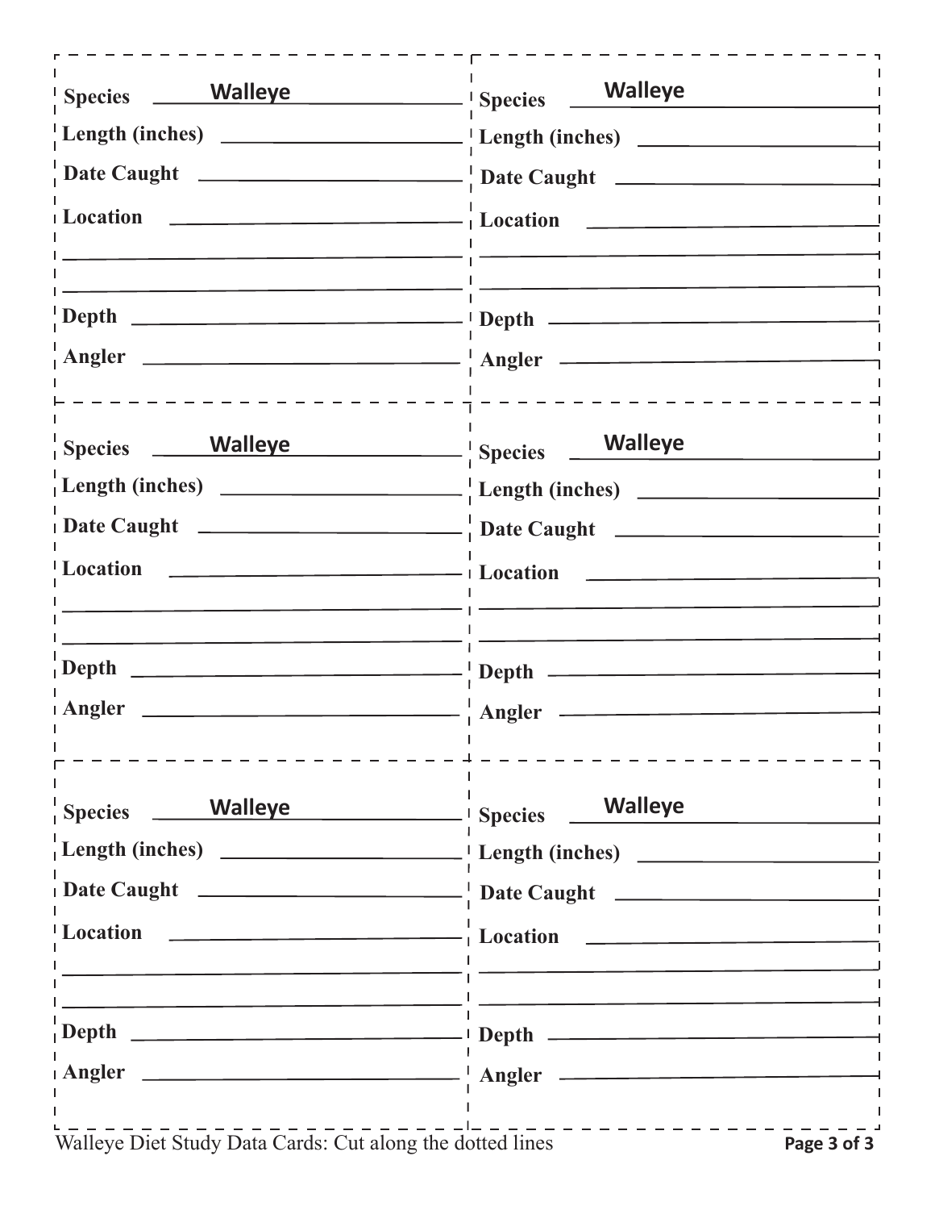Species Walleye

Length (inches) ______________________

Date Caught ______________________

Location ______________________

______________________

______________________

Depth ______________________

Angler ______________________

---

Species Walleye

Length (inches) ______________________

Date Caught ______________________

Location ______________________

______________________

______________________

Depth ______________________

Angler ______________________

---

Species Walleye

Length (inches) ______________________

Date Caught ______________________

Location ______________________

______________________

______________________

Depth ______________________

Angler ______________________

---

Species Walleye

Length (inches) ______________________

Date Caught ______________________

Location ______________________

______________________

______________________

Depth ______________________

Angler ______________________

---

Species Walleye

Length (inches) ______________________

Date Caught ______________________

Location ______________________

______________________

______________________

Depth ______________________

Angler ______________________

---

Species Walleye

Length (inches) ______________________

Date Caught ______________________

Location ______________________

______________________

______________________

Depth ______________________

Angler ______________________

Walleye Diet Study Data Cards: Cut along the dotted lines